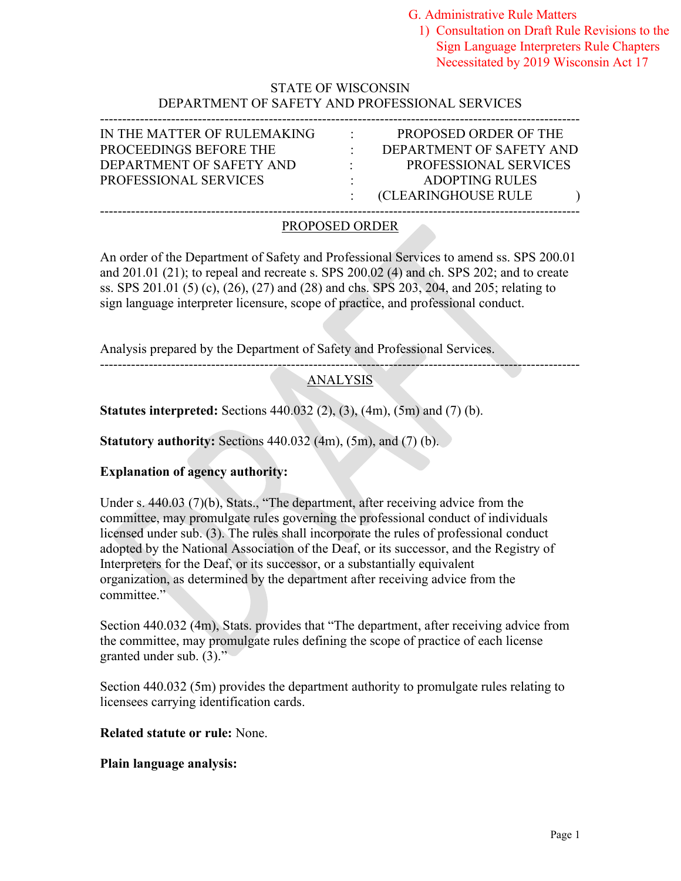G. Administrative Rule Matters
1) Consultation on Draft Rule Revisions to the Sign Language Interpreters Rule Chapters Necessitated by 2019 Wisconsin Act 17

STATE OF WISCONSIN
DEPARTMENT OF SAFETY AND PROFESSIONAL SERVICES

---

| IN THE MATTER OF RULEMAKING PROCEEDINGS BEFORE THE DEPARTMENT OF SAFETY AND PROFESSIONAL SERVICES | : | PROPOSED ORDER OF THE DEPARTMENT OF SAFETY AND PROFESSIONAL SERVICES ADOPTING RULES (CLEARINGHOUSE RULE ) |
|---|---|---|

---

## PROPOSED ORDER

An order of the Department of Safety and Professional Services to amend ss. SPS 200.01 and 201.01 (21); to repeal and recreate s. SPS 200.02 (4) and ch. SPS 202; and to create ss. SPS 201.01 (5) (c), (26), (27) and (28) and chs. SPS 203, 204, and 205; relating to sign language interpreter licensure, scope of practice, and professional conduct.

Analysis prepared by the Department of Safety and Professional Services.

---

## ANALYSIS

**Statutes interpreted:** Sections 440.032 (2), (3), (4m), (5m) and (7) (b).

**Statutory authority:** Sections 440.032 (4m), (5m), and (7) (b).

**Explanation of agency authority:**

Under s. 440.03 (7)(b), Stats., "The department, after receiving advice from the committee, may promulgate rules governing the professional conduct of individuals licensed under sub. (3). The rules shall incorporate the rules of professional conduct adopted by the National Association of the Deaf, or its successor, and the Registry of Interpreters for the Deaf, or its successor, or a substantially equivalent organization, as determined by the department after receiving advice from the committee."

Section 440.032 (4m), Stats. provides that "The department, after receiving advice from the committee, may promulgate rules defining the scope of practice of each license granted under sub. (3)."

Section 440.032 (5m) provides the department authority to promulgate rules relating to licensees carrying identification cards.

**Related statute or rule:** None.

**Plain language analysis:**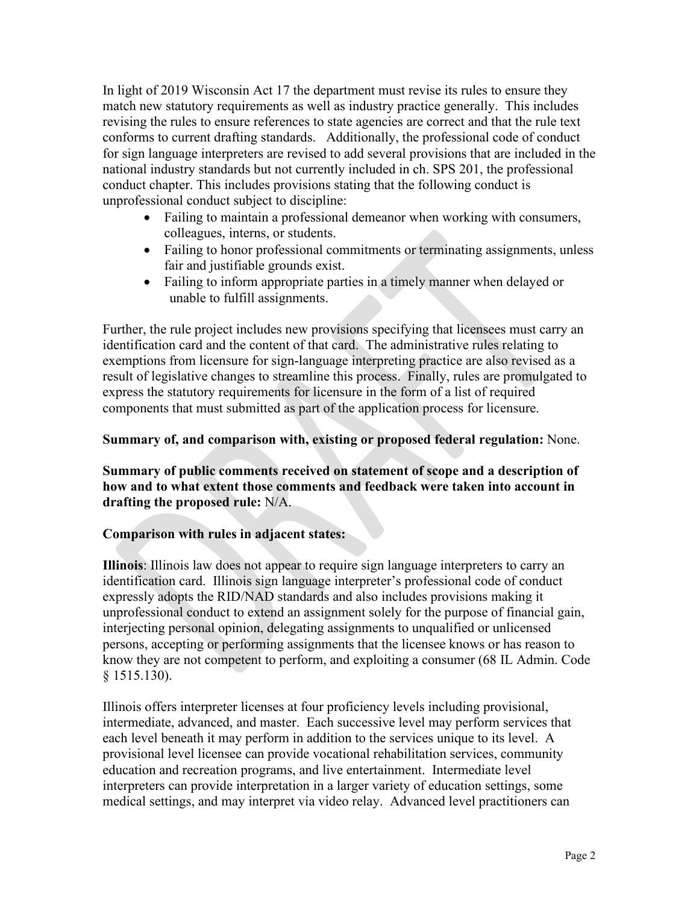In light of 2019 Wisconsin Act 17 the department must revise its rules to ensure they match new statutory requirements as well as industry practice generally. This includes revising the rules to ensure references to state agencies are correct and that the rule text conforms to current drafting standards. Additionally, the professional code of conduct for sign language interpreters are revised to add several provisions that are included in the national industry standards but not currently included in ch. SPS 201, the professional conduct chapter. This includes provisions stating that the following conduct is unprofessional conduct subject to discipline:

- Failing to maintain a professional demeanor when working with consumers, colleagues, interns, or students.
- Failing to honor professional commitments or terminating assignments, unless fair and justifiable grounds exist.
- Failing to inform appropriate parties in a timely manner when delayed or unable to fulfill assignments.

Further, the rule project includes new provisions specifying that licensees must carry an identification card and the content of that card. The administrative rules relating to exemptions from licensure for sign-language interpreting practice are also revised as a result of legislative changes to streamline this process. Finally, rules are promulgated to express the statutory requirements for licensure in the form of a list of required components that must submitted as part of the application process for licensure.

**Summary of, and comparison with, existing or proposed federal regulation:** None.

**Summary of public comments received on statement of scope and a description of how and to what extent those comments and feedback were taken into account in drafting the proposed rule:** N/A.

**Comparison with rules in adjacent states:**

**Illinois**: Illinois law does not appear to require sign language interpreters to carry an identification card. Illinois sign language interpreter's professional code of conduct expressly adopts the RID/NAD standards and also includes provisions making it unprofessional conduct to extend an assignment solely for the purpose of financial gain, interjecting personal opinion, delegating assignments to unqualified or unlicensed persons, accepting or performing assignments that the licensee knows or has reason to know they are not competent to perform, and exploiting a consumer (68 IL Admin. Code § 1515.130).

Illinois offers interpreter licenses at four proficiency levels including provisional, intermediate, advanced, and master. Each successive level may perform services that each level beneath it may perform in addition to the services unique to its level. A provisional level licensee can provide vocational rehabilitation services, community education and recreation programs, and live entertainment. Intermediate level interpreters can provide interpretation in a larger variety of education settings, some medical settings, and may interpret via video relay. Advanced level practitioners can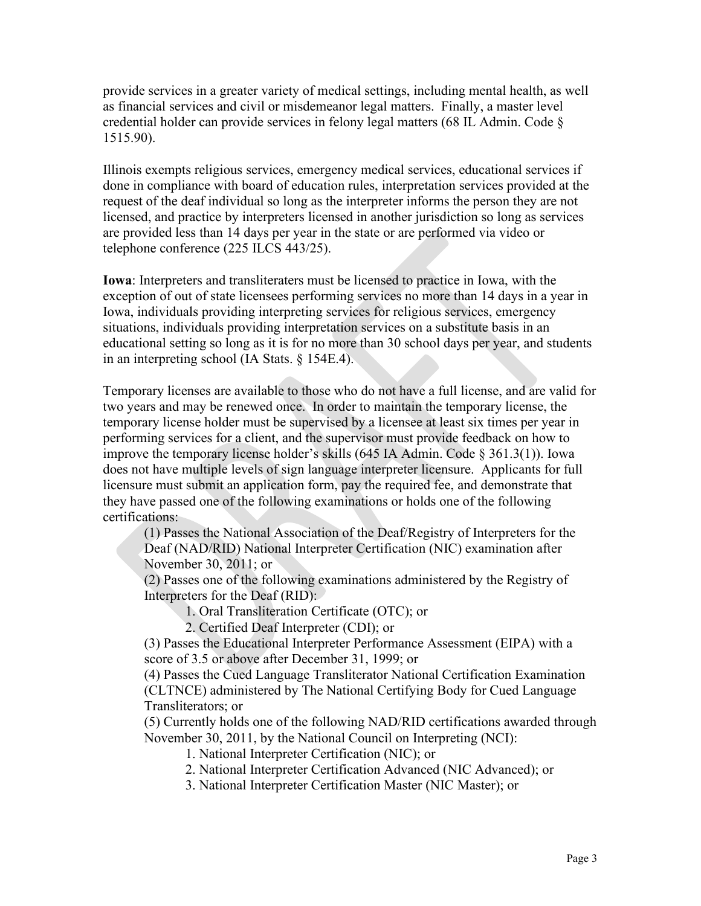provide services in a greater variety of medical settings, including mental health, as well as financial services and civil or misdemeanor legal matters. Finally, a master level credential holder can provide services in felony legal matters (68 IL Admin. Code § 1515.90).

Illinois exempts religious services, emergency medical services, educational services if done in compliance with board of education rules, interpretation services provided at the request of the deaf individual so long as the interpreter informs the person they are not licensed, and practice by interpreters licensed in another jurisdiction so long as services are provided less than 14 days per year in the state or are performed via video or telephone conference (225 ILCS 443/25).

**Iowa**: Interpreters and transliteraters must be licensed to practice in Iowa, with the exception of out of state licensees performing services no more than 14 days in a year in Iowa, individuals providing interpreting services for religious services, emergency situations, individuals providing interpretation services on a substitute basis in an educational setting so long as it is for no more than 30 school days per year, and students in an interpreting school (IA Stats. § 154E.4).

Temporary licenses are available to those who do not have a full license, and are valid for two years and may be renewed once. In order to maintain the temporary license, the temporary license holder must be supervised by a licensee at least six times per year in performing services for a client, and the supervisor must provide feedback on how to improve the temporary license holder's skills (645 IA Admin. Code § 361.3(1)). Iowa does not have multiple levels of sign language interpreter licensure. Applicants for full licensure must submit an application form, pay the required fee, and demonstrate that they have passed one of the following examinations or holds one of the following certifications:

> (1) Passes the National Association of the Deaf/Registry of Interpreters for the Deaf (NAD/RID) National Interpreter Certification (NIC) examination after November 30, 2011; or
>
> (2) Passes one of the following examinations administered by the Registry of Interpreters for the Deaf (RID):
>
> > 1. Oral Transliteration Certificate (OTC); or
> > 2. Certified Deaf Interpreter (CDI); or
>
> (3) Passes the Educational Interpreter Performance Assessment (EIPA) with a score of 3.5 or above after December 31, 1999; or
>
> (4) Passes the Cued Language Transliterator National Certification Examination (CLTNCE) administered by The National Certifying Body for Cued Language Transliterators; or
>
> (5) Currently holds one of the following NAD/RID certifications awarded through November 30, 2011, by the National Council on Interpreting (NCI):
>
> > 1. National Interpreter Certification (NIC); or
> > 2. National Interpreter Certification Advanced (NIC Advanced); or
> > 3. National Interpreter Certification Master (NIC Master); or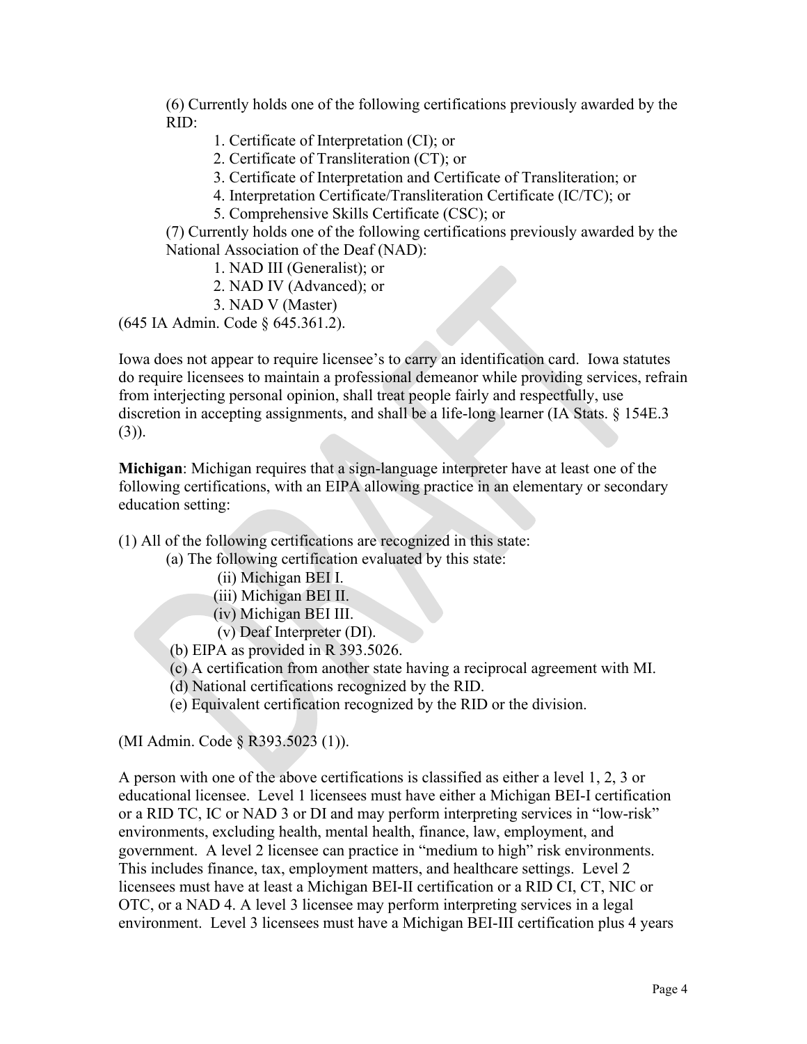(6) Currently holds one of the following certifications previously awarded by the RID:

1. Certificate of Interpretation (CI); or
2. Certificate of Transliteration (CT); or
3. Certificate of Interpretation and Certificate of Transliteration; or
4. Interpretation Certificate/Transliteration Certificate (IC/TC); or
5. Comprehensive Skills Certificate (CSC); or

(7) Currently holds one of the following certifications previously awarded by the National Association of the Deaf (NAD):

1. NAD III (Generalist); or
2. NAD IV (Advanced); or
3. NAD V (Master)

(645 IA Admin. Code § 645.361.2).

Iowa does not appear to require licensee's to carry an identification card. Iowa statutes do require licensees to maintain a professional demeanor while providing services, refrain from interjecting personal opinion, shall treat people fairly and respectfully, use discretion in accepting assignments, and shall be a life-long learner (IA Stats. § 154E.3 (3)).

**Michigan**: Michigan requires that a sign-language interpreter have at least one of the following certifications, with an EIPA allowing practice in an elementary or secondary education setting:

(1) All of the following certifications are recognized in this state:

(a) The following certification evaluated by this state:

(ii) Michigan BEI I.
(iii) Michigan BEI II.
(iv) Michigan BEI III.
(v) Deaf Interpreter (DI).

(b) EIPA as provided in R 393.5026.
(c) A certification from another state having a reciprocal agreement with MI.
(d) National certifications recognized by the RID.
(e) Equivalent certification recognized by the RID or the division.

(MI Admin. Code § R393.5023 (1)).

A person with one of the above certifications is classified as either a level 1, 2, 3 or educational licensee. Level 1 licensees must have either a Michigan BEI-I certification or a RID TC, IC or NAD 3 or DI and may perform interpreting services in "low-risk" environments, excluding health, mental health, finance, law, employment, and government. A level 2 licensee can practice in "medium to high" risk environments. This includes finance, tax, employment matters, and healthcare settings. Level 2 licensees must have at least a Michigan BEI-II certification or a RID CI, CT, NIC or OTC, or a NAD 4. A level 3 licensee may perform interpreting services in a legal environment. Level 3 licensees must have a Michigan BEI-III certification plus 4 years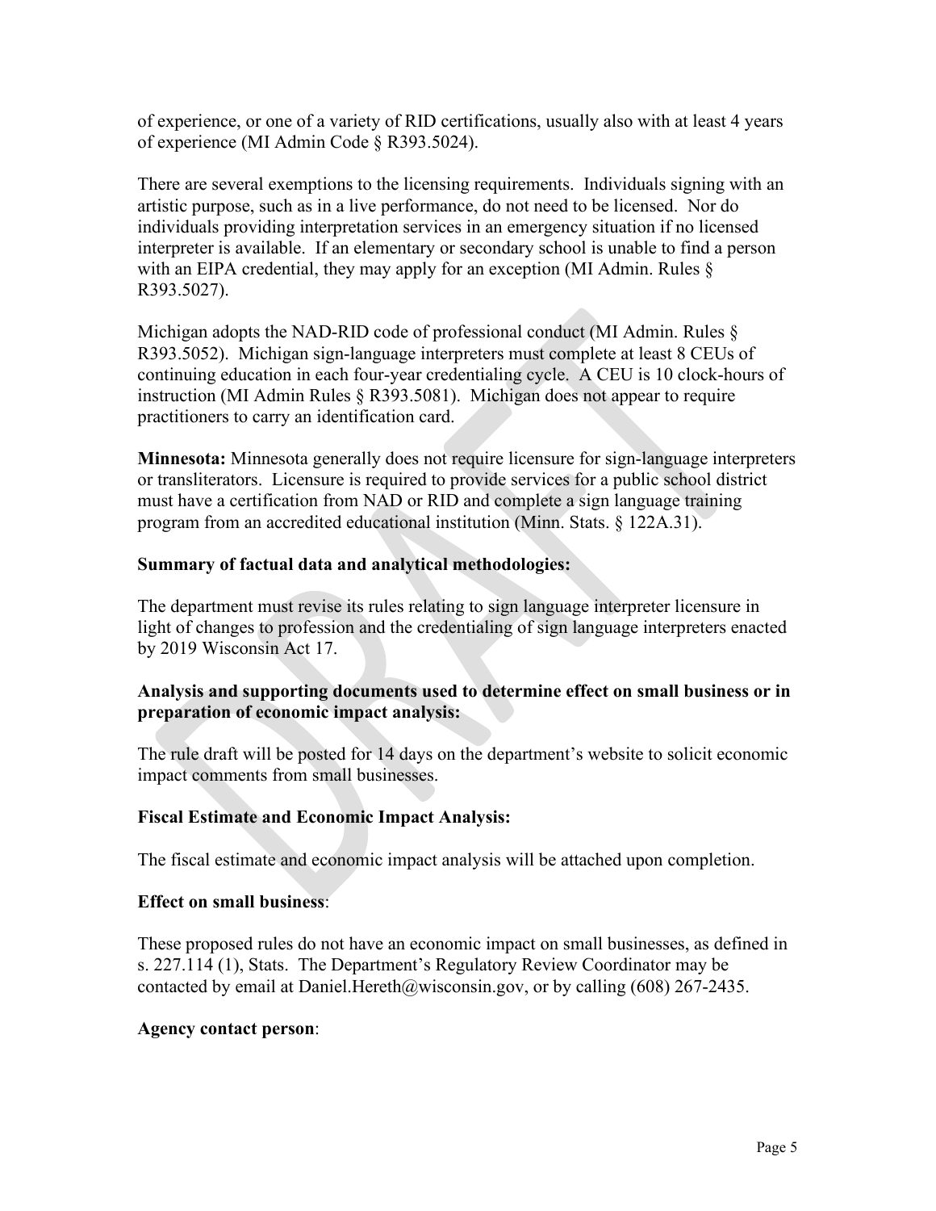of experience, or one of a variety of RID certifications, usually also with at least 4 years of experience (MI Admin Code § R393.5024).

There are several exemptions to the licensing requirements. Individuals signing with an artistic purpose, such as in a live performance, do not need to be licensed. Nor do individuals providing interpretation services in an emergency situation if no licensed interpreter is available. If an elementary or secondary school is unable to find a person with an EIPA credential, they may apply for an exception (MI Admin. Rules § R393.5027).

Michigan adopts the NAD-RID code of professional conduct (MI Admin. Rules § R393.5052). Michigan sign-language interpreters must complete at least 8 CEUs of continuing education in each four-year credentialing cycle. A CEU is 10 clock-hours of instruction (MI Admin Rules § R393.5081). Michigan does not appear to require practitioners to carry an identification card.

**Minnesota:** Minnesota generally does not require licensure for sign-language interpreters or transliterators. Licensure is required to provide services for a public school district must have a certification from NAD or RID and complete a sign language training program from an accredited educational institution (Minn. Stats. § 122A.31).

**Summary of factual data and analytical methodologies:**

The department must revise its rules relating to sign language interpreter licensure in light of changes to profession and the credentialing of sign language interpreters enacted by 2019 Wisconsin Act 17.

**Analysis and supporting documents used to determine effect on small business or in preparation of economic impact analysis:**

The rule draft will be posted for 14 days on the department's website to solicit economic impact comments from small businesses.

**Fiscal Estimate and Economic Impact Analysis:**

The fiscal estimate and economic impact analysis will be attached upon completion.

**Effect on small business**:

These proposed rules do not have an economic impact on small businesses, as defined in s. 227.114 (1), Stats. The Department's Regulatory Review Coordinator may be contacted by email at Daniel.Hereth@wisconsin.gov, or by calling (608) 267-2435.

**Agency contact person**: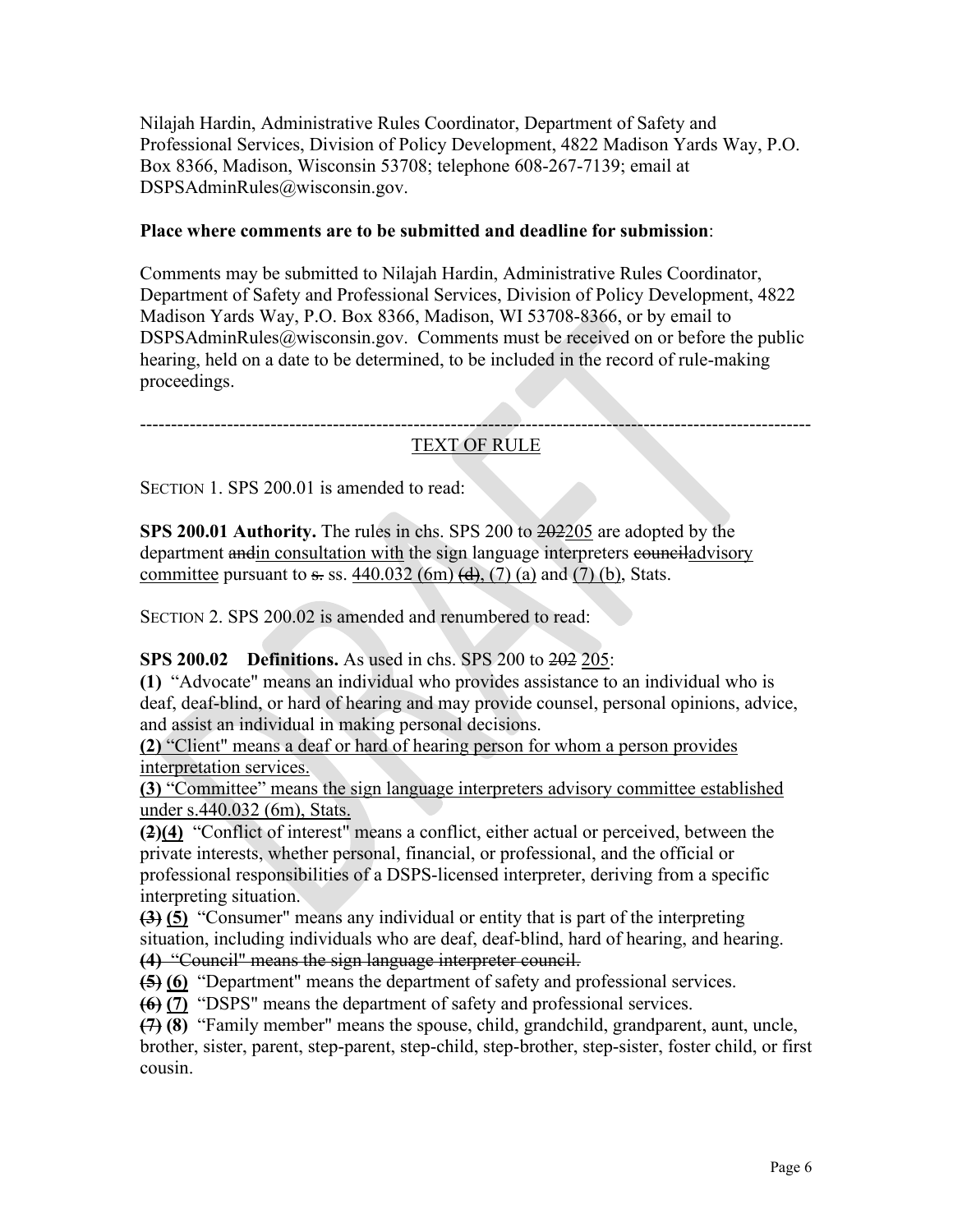Nilajah Hardin, Administrative Rules Coordinator, Department of Safety and Professional Services, Division of Policy Development, 4822 Madison Yards Way, P.O. Box 8366, Madison, Wisconsin 53708; telephone 608-267-7139; email at DSPSAdminRules@wisconsin.gov.

**Place where comments are to be submitted and deadline for submission**:

Comments may be submitted to Nilajah Hardin, Administrative Rules Coordinator, Department of Safety and Professional Services, Division of Policy Development, 4822 Madison Yards Way, P.O. Box 8366, Madison, WI 53708-8366, or by email to DSPSAdminRules@wisconsin.gov. Comments must be received on or before the public hearing, held on a date to be determined, to be included in the record of rule-making proceedings.

---

<u>TEXT OF RULE</u>

SECTION 1. SPS 200.01 is amended to read:

**SPS 200.01 Authority.** The rules in chs. SPS 200 to ~~202~~<u>205</u> are adopted by the department ~~and~~<u>in consultation with</u> the sign language interpreters ~~council~~<u>advisory committee</u> pursuant to ~~s.~~ ss. <u>440.032 (6m)</u> ~~(d)~~, <u>(7) (a)</u> and <u>(7) (b)</u>, Stats.

SECTION 2. SPS 200.02 is amended and renumbered to read:

**SPS 200.02 Definitions.** As used in chs. SPS 200 to ~~202~~ <u>205</u>:

**(1)** "Advocate" means an individual who provides assistance to an individual who is deaf, deaf-blind, or hard of hearing and may provide counsel, personal opinions, advice, and assist an individual in making personal decisions.

<u>**(2)** "Client" means a deaf or hard of hearing person for whom a person provides interpretation services.</u>

<u>**(3)** "Committee" means the sign language interpreters advisory committee established under s.440.032 (6m), Stats.</u>

~~**(2)**~~<u>**(4)**</u> "Conflict of interest" means a conflict, either actual or perceived, between the private interests, whether personal, financial, or professional, and the official or professional responsibilities of a DSPS-licensed interpreter, deriving from a specific interpreting situation.

~~**(3)**~~ <u>**(5)**</u> "Consumer" means any individual or entity that is part of the interpreting situation, including individuals who are deaf, deaf-blind, hard of hearing, and hearing.

~~**(4)** "Council" means the sign language interpreter council.~~

~~**(5)**~~ <u>**(6)**</u> "Department" means the department of safety and professional services.

~~**(6)**~~ <u>**(7)**</u> "DSPS" means the department of safety and professional services.

~~**(7)**~~ **(8)** "Family member" means the spouse, child, grandchild, grandparent, aunt, uncle, brother, sister, parent, step-parent, step-child, step-brother, step-sister, foster child, or first cousin.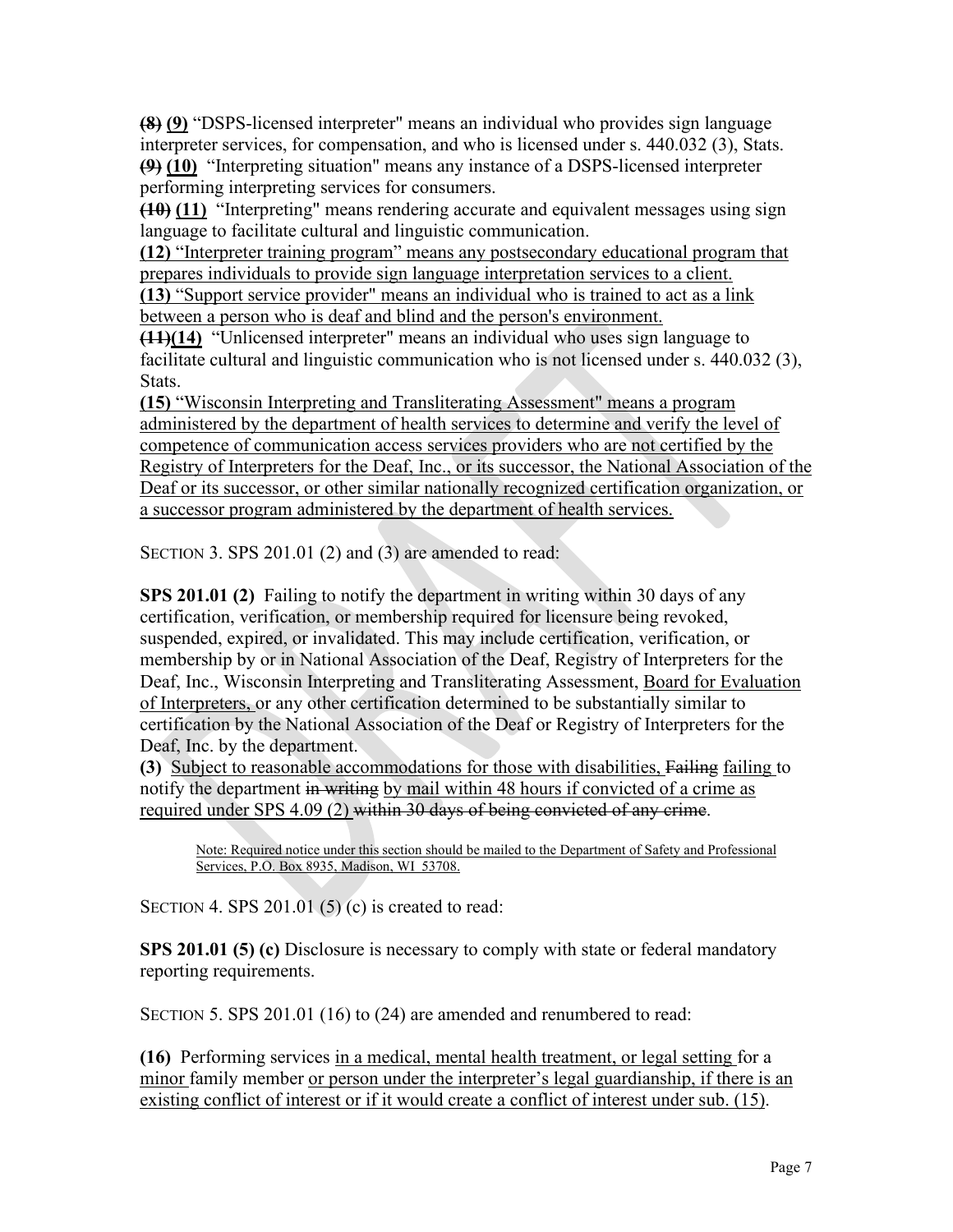~~**(8)**~~ <u>**(9)**</u> "DSPS-licensed interpreter" means an individual who provides sign language interpreter services, for compensation, and who is licensed under s. 440.032 (3), Stats.
~~**(9)**~~ <u>**(10)**</u> "Interpreting situation" means any instance of a DSPS-licensed interpreter performing interpreting services for consumers.
~~**(10)**~~ <u>**(11)**</u> "Interpreting" means rendering accurate and equivalent messages using sign language to facilitate cultural and linguistic communication.
<u>**(12)** "Interpreter training program" means any postsecondary educational program that prepares individuals to provide sign language interpretation services to a client.</u>
<u>**(13)** "Support service provider" means an individual who is trained to act as a link between a person who is deaf and blind and the person's environment.</u>
~~**(11)**~~<u>**(14)**</u> "Unlicensed interpreter" means an individual who uses sign language to facilitate cultural and linguistic communication who is not licensed under s. 440.032 (3), Stats.
<u>**(15)** "Wisconsin Interpreting and Transliterating Assessment" means a program administered by the department of health services to determine and verify the level of competence of communication access services providers who are not certified by the Registry of Interpreters for the Deaf, Inc., or its successor, the National Association of the Deaf or its successor, or other similar nationally recognized certification organization, or a successor program administered by the department of health services.</u>

SECTION 3. SPS 201.01 (2) and (3) are amended to read:

**SPS 201.01 (2)** Failing to notify the department in writing within 30 days of any certification, verification, or membership required for licensure being revoked, suspended, expired, or invalidated. This may include certification, verification, or membership by or in National Association of the Deaf, Registry of Interpreters for the Deaf, Inc., Wisconsin Interpreting and Transliterating Assessment, <u>Board for Evaluation of Interpreters,</u> or any other certification determined to be substantially similar to certification by the National Association of the Deaf or Registry of Interpreters for the Deaf, Inc. by the department.
**(3)** <u>Subject to reasonable accommodations for those with disabilities,</u> ~~Failing~~ <u>failing</u> to notify the department ~~in writing~~ <u>by mail within 48 hours if convicted of a crime as required under SPS 4.09 (2)</u> ~~within 30 days of being convicted of any crime~~.

> <u>Note: Required notice under this section should be mailed to the Department of Safety and Professional Services, P.O. Box 8935, Madison, WI 53708.</u>

SECTION 4. SPS 201.01 (5) (c) is created to read:

**SPS 201.01 (5) (c)** Disclosure is necessary to comply with state or federal mandatory reporting requirements.

SECTION 5. SPS 201.01 (16) to (24) are amended and renumbered to read:

**(16)** Performing services <u>in a medical, mental health treatment, or legal setting</u> for a <u>minor</u> family member <u>or person under the interpreter's legal guardianship, if there is an existing conflict of interest or if it would create a conflict of interest under sub. (15)</u>.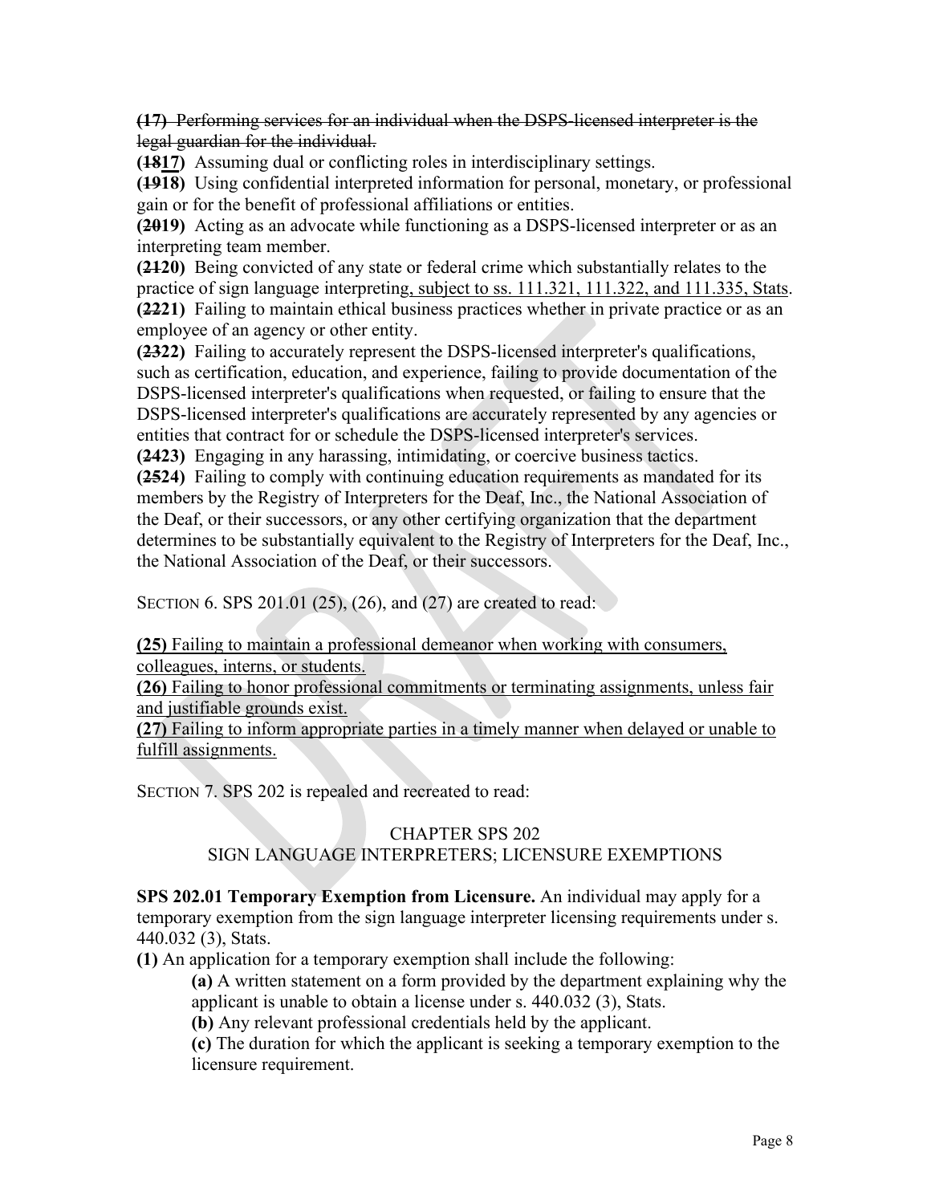~~**(17)** Performing services for an individual when the DSPS-licensed interpreter is the legal guardian for the individual.~~

**(~~18~~<u>17</u>)** Assuming dual or conflicting roles in interdisciplinary settings.

**(~~19~~18)** Using confidential interpreted information for personal, monetary, or professional gain or for the benefit of professional affiliations or entities.

**(~~20~~19)** Acting as an advocate while functioning as a DSPS-licensed interpreter or as an interpreting team member.

**(~~21~~20)** Being convicted of any state or federal crime which substantially relates to the practice of sign language interpreting<u>, subject to ss. 111.321, 111.322, and 111.335, Stats</u>.

**(~~22~~21)** Failing to maintain ethical business practices whether in private practice or as an employee of an agency or other entity.

**(~~23~~22)** Failing to accurately represent the DSPS-licensed interpreter's qualifications, such as certification, education, and experience, failing to provide documentation of the DSPS-licensed interpreter's qualifications when requested, or failing to ensure that the DSPS-licensed interpreter's qualifications are accurately represented by any agencies or entities that contract for or schedule the DSPS-licensed interpreter's services.

**(~~24~~23)** Engaging in any harassing, intimidating, or coercive business tactics.

**(~~25~~24)** Failing to comply with continuing education requirements as mandated for its members by the Registry of Interpreters for the Deaf, Inc., the National Association of the Deaf, or their successors, or any other certifying organization that the department determines to be substantially equivalent to the Registry of Interpreters for the Deaf, Inc., the National Association of the Deaf, or their successors.

SECTION 6. SPS 201.01 (25), (26), and (27) are created to read:

<u>**(25)** Failing to maintain a professional demeanor when working with consumers, colleagues, interns, or students.</u>

<u>**(26)** Failing to honor professional commitments or terminating assignments, unless fair and justifiable grounds exist.</u>

<u>**(27)** Failing to inform appropriate parties in a timely manner when delayed or unable to fulfill assignments.</u>

SECTION 7. SPS 202 is repealed and recreated to read:

CHAPTER SPS 202
SIGN LANGUAGE INTERPRETERS; LICENSURE EXEMPTIONS

**SPS 202.01 Temporary Exemption from Licensure.** An individual may apply for a temporary exemption from the sign language interpreter licensing requirements under s. 440.032 (3), Stats.

**(1)** An application for a temporary exemption shall include the following:

- **(a)** A written statement on a form provided by the department explaining why the applicant is unable to obtain a license under s. 440.032 (3), Stats.
- **(b)** Any relevant professional credentials held by the applicant.
- **(c)** The duration for which the applicant is seeking a temporary exemption to the licensure requirement.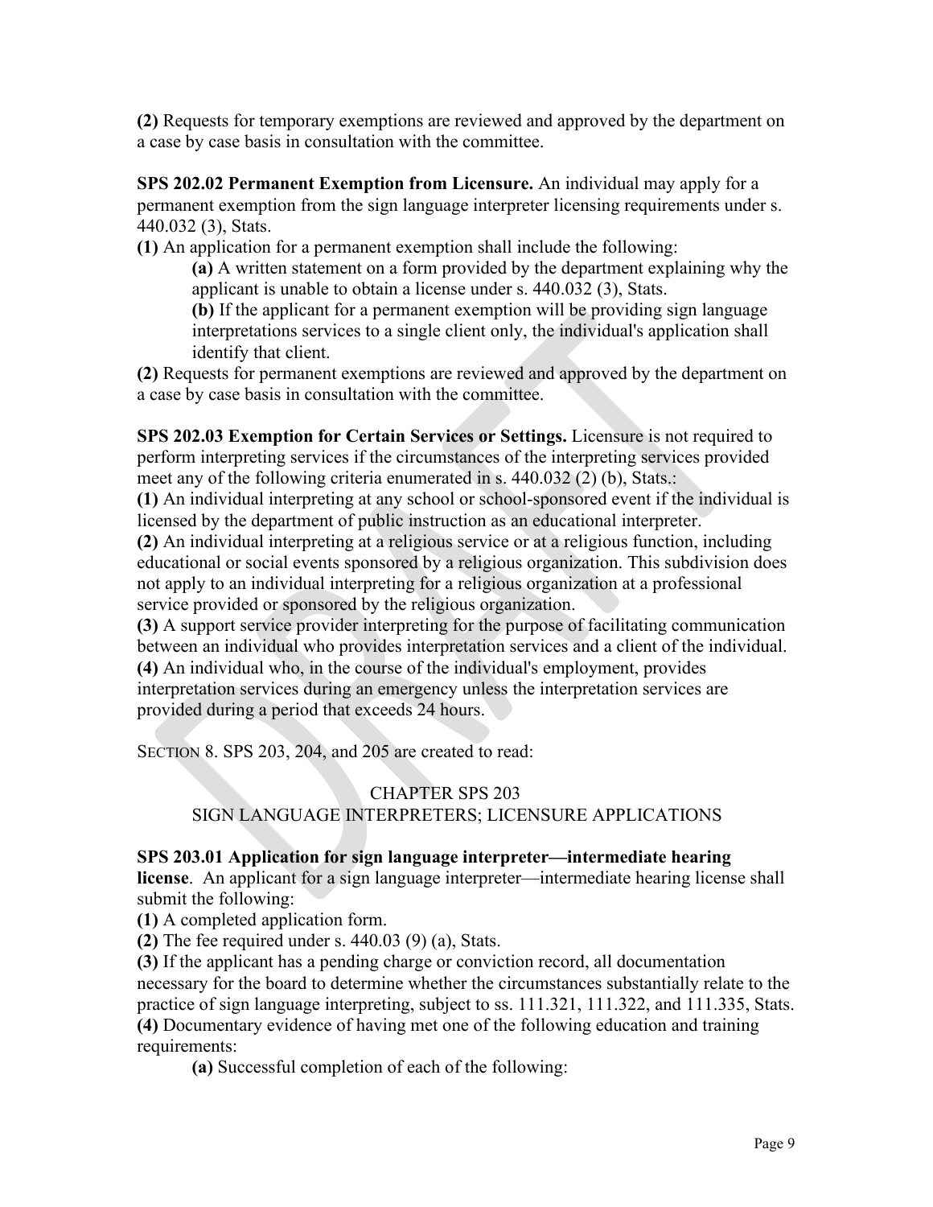**(2)** Requests for temporary exemptions are reviewed and approved by the department on a case by case basis in consultation with the committee.

**SPS 202.02 Permanent Exemption from Licensure.** An individual may apply for a permanent exemption from the sign language interpreter licensing requirements under s. 440.032 (3), Stats.

**(1)** An application for a permanent exemption shall include the following:

> **(a)** A written statement on a form provided by the department explaining why the applicant is unable to obtain a license under s. 440.032 (3), Stats.
>
> **(b)** If the applicant for a permanent exemption will be providing sign language interpretations services to a single client only, the individual's application shall identify that client.

**(2)** Requests for permanent exemptions are reviewed and approved by the department on a case by case basis in consultation with the committee.

**SPS 202.03 Exemption for Certain Services or Settings.** Licensure is not required to perform interpreting services if the circumstances of the interpreting services provided meet any of the following criteria enumerated in s. 440.032 (2) (b), Stats.:

**(1)** An individual interpreting at any school or school-sponsored event if the individual is licensed by the department of public instruction as an educational interpreter.

**(2)** An individual interpreting at a religious service or at a religious function, including educational or social events sponsored by a religious organization. This subdivision does not apply to an individual interpreting for a religious organization at a professional service provided or sponsored by the religious organization.

**(3)** A support service provider interpreting for the purpose of facilitating communication between an individual who provides interpretation services and a client of the individual.

**(4)** An individual who, in the course of the individual's employment, provides interpretation services during an emergency unless the interpretation services are provided during a period that exceeds 24 hours.

SECTION 8. SPS 203, 204, and 205 are created to read:

CHAPTER SPS 203

SIGN LANGUAGE INTERPRETERS; LICENSURE APPLICATIONS

**SPS 203.01 Application for sign language interpreter—intermediate hearing license**. An applicant for a sign language interpreter—intermediate hearing license shall submit the following:

**(1)** A completed application form.

**(2)** The fee required under s. 440.03 (9) (a), Stats.

**(3)** If the applicant has a pending charge or conviction record, all documentation necessary for the board to determine whether the circumstances substantially relate to the practice of sign language interpreting, subject to ss. 111.321, 111.322, and 111.335, Stats.

**(4)** Documentary evidence of having met one of the following education and training requirements:

> **(a)** Successful completion of each of the following: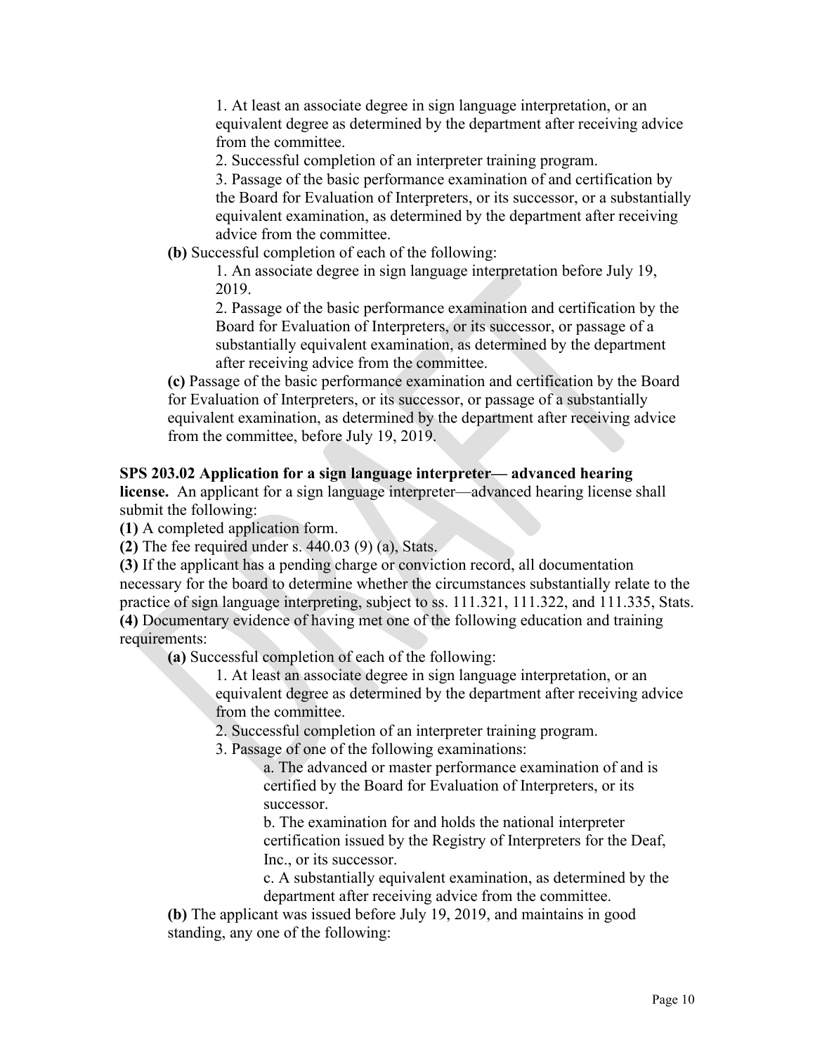1. At least an associate degree in sign language interpretation, or an equivalent degree as determined by the department after receiving advice from the committee.

2. Successful completion of an interpreter training program.

3. Passage of the basic performance examination of and certification by the Board for Evaluation of Interpreters, or its successor, or a substantially equivalent examination, as determined by the department after receiving advice from the committee.

**(b)** Successful completion of each of the following:

1. An associate degree in sign language interpretation before July 19, 2019.

2. Passage of the basic performance examination and certification by the Board for Evaluation of Interpreters, or its successor, or passage of a substantially equivalent examination, as determined by the department after receiving advice from the committee.

**(c)** Passage of the basic performance examination and certification by the Board for Evaluation of Interpreters, or its successor, or passage of a substantially equivalent examination, as determined by the department after receiving advice from the committee, before July 19, 2019.

**SPS 203.02 Application for a sign language interpreter— advanced hearing license.** An applicant for a sign language interpreter—advanced hearing license shall submit the following:

**(1)** A completed application form.

**(2)** The fee required under s. 440.03 (9) (a), Stats.

**(3)** If the applicant has a pending charge or conviction record, all documentation necessary for the board to determine whether the circumstances substantially relate to the practice of sign language interpreting, subject to ss. 111.321, 111.322, and 111.335, Stats.

**(4)** Documentary evidence of having met one of the following education and training requirements:

**(a)** Successful completion of each of the following:

1. At least an associate degree in sign language interpretation, or an equivalent degree as determined by the department after receiving advice from the committee.

2. Successful completion of an interpreter training program.

3. Passage of one of the following examinations:

a. The advanced or master performance examination of and is certified by the Board for Evaluation of Interpreters, or its successor.

b. The examination for and holds the national interpreter certification issued by the Registry of Interpreters for the Deaf, Inc., or its successor.

c. A substantially equivalent examination, as determined by the department after receiving advice from the committee.

**(b)** The applicant was issued before July 19, 2019, and maintains in good standing, any one of the following: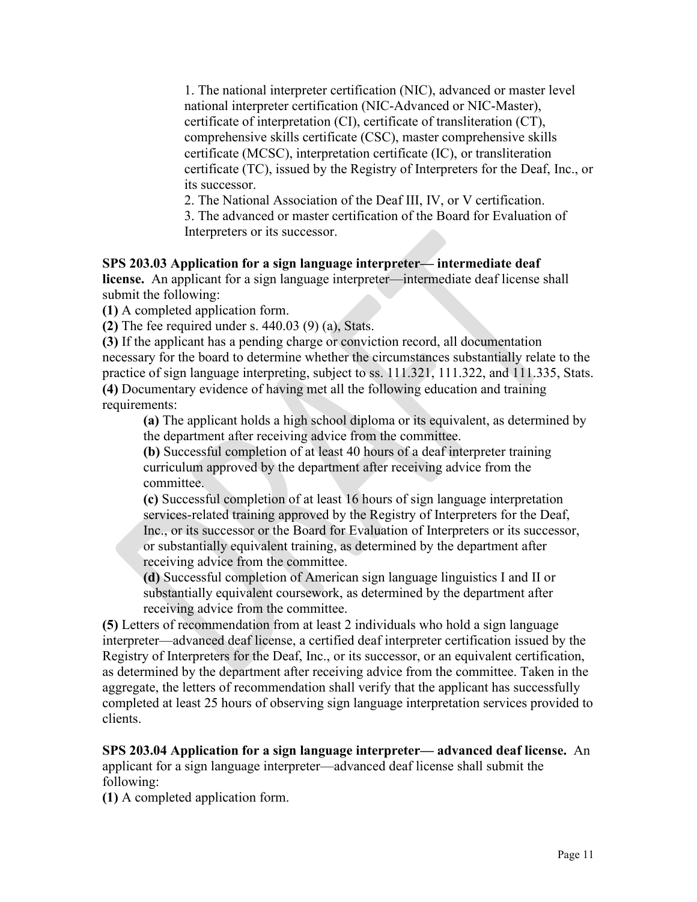1. The national interpreter certification (NIC), advanced or master level national interpreter certification (NIC-Advanced or NIC-Master), certificate of interpretation (CI), certificate of transliteration (CT), comprehensive skills certificate (CSC), master comprehensive skills certificate (MCSC), interpretation certificate (IC), or transliteration certificate (TC), issued by the Registry of Interpreters for the Deaf, Inc., or its successor.

2. The National Association of the Deaf III, IV, or V certification.

3. The advanced or master certification of the Board for Evaluation of Interpreters or its successor.

**SPS 203.03 Application for a sign language interpreter— intermediate deaf license.** An applicant for a sign language interpreter—intermediate deaf license shall submit the following:

**(1)** A completed application form.

**(2)** The fee required under s. 440.03 (9) (a), Stats.

**(3)** If the applicant has a pending charge or conviction record, all documentation necessary for the board to determine whether the circumstances substantially relate to the practice of sign language interpreting, subject to ss. 111.321, 111.322, and 111.335, Stats.

**(4)** Documentary evidence of having met all the following education and training requirements:

> **(a)** The applicant holds a high school diploma or its equivalent, as determined by the department after receiving advice from the committee.
>
> **(b)** Successful completion of at least 40 hours of a deaf interpreter training curriculum approved by the department after receiving advice from the committee.
>
> **(c)** Successful completion of at least 16 hours of sign language interpretation services-related training approved by the Registry of Interpreters for the Deaf, Inc., or its successor or the Board for Evaluation of Interpreters or its successor, or substantially equivalent training, as determined by the department after receiving advice from the committee.
>
> **(d)** Successful completion of American sign language linguistics I and II or substantially equivalent coursework, as determined by the department after receiving advice from the committee.

**(5)** Letters of recommendation from at least 2 individuals who hold a sign language interpreter—advanced deaf license, a certified deaf interpreter certification issued by the Registry of Interpreters for the Deaf, Inc., or its successor, or an equivalent certification, as determined by the department after receiving advice from the committee. Taken in the aggregate, the letters of recommendation shall verify that the applicant has successfully completed at least 25 hours of observing sign language interpretation services provided to clients.

**SPS 203.04 Application for a sign language interpreter— advanced deaf license.** An applicant for a sign language interpreter—advanced deaf license shall submit the following:

**(1)** A completed application form.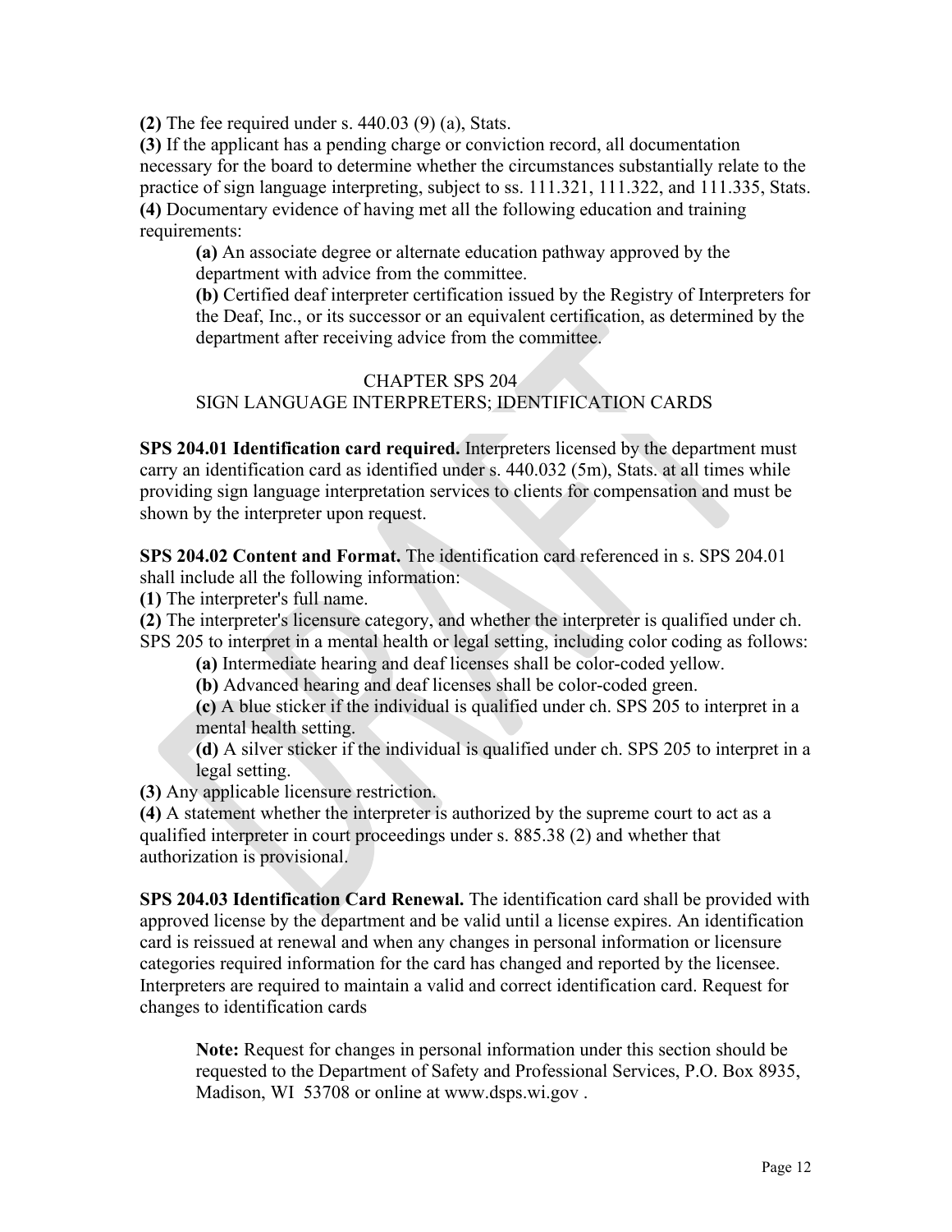**(2)** The fee required under s. 440.03 (9) (a), Stats.

**(3)** If the applicant has a pending charge or conviction record, all documentation necessary for the board to determine whether the circumstances substantially relate to the practice of sign language interpreting, subject to ss. 111.321, 111.322, and 111.335, Stats.

**(4)** Documentary evidence of having met all the following education and training requirements:

> **(a)** An associate degree or alternate education pathway approved by the department with advice from the committee.
>
> **(b)** Certified deaf interpreter certification issued by the Registry of Interpreters for the Deaf, Inc., or its successor or an equivalent certification, as determined by the department after receiving advice from the committee.

## CHAPTER SPS 204
## SIGN LANGUAGE INTERPRETERS; IDENTIFICATION CARDS

**SPS 204.01 Identification card required.** Interpreters licensed by the department must carry an identification card as identified under s. 440.032 (5m), Stats. at all times while providing sign language interpretation services to clients for compensation and must be shown by the interpreter upon request.

**SPS 204.02 Content and Format.** The identification card referenced in s. SPS 204.01 shall include all the following information:

**(1)** The interpreter's full name.

**(2)** The interpreter's licensure category, and whether the interpreter is qualified under ch. SPS 205 to interpret in a mental health or legal setting, including color coding as follows:

> **(a)** Intermediate hearing and deaf licenses shall be color-coded yellow.
>
> **(b)** Advanced hearing and deaf licenses shall be color-coded green.
>
> **(c)** A blue sticker if the individual is qualified under ch. SPS 205 to interpret in a mental health setting.
>
> **(d)** A silver sticker if the individual is qualified under ch. SPS 205 to interpret in a legal setting.

**(3)** Any applicable licensure restriction.

**(4)** A statement whether the interpreter is authorized by the supreme court to act as a qualified interpreter in court proceedings under s. 885.38 (2) and whether that authorization is provisional.

**SPS 204.03 Identification Card Renewal.** The identification card shall be provided with approved license by the department and be valid until a license expires. An identification card is reissued at renewal and when any changes in personal information or licensure categories required information for the card has changed and reported by the licensee. Interpreters are required to maintain a valid and correct identification card. Request for changes to identification cards

> **Note:** Request for changes in personal information under this section should be requested to the Department of Safety and Professional Services, P.O. Box 8935, Madison, WI 53708 or online at www.dsps.wi.gov .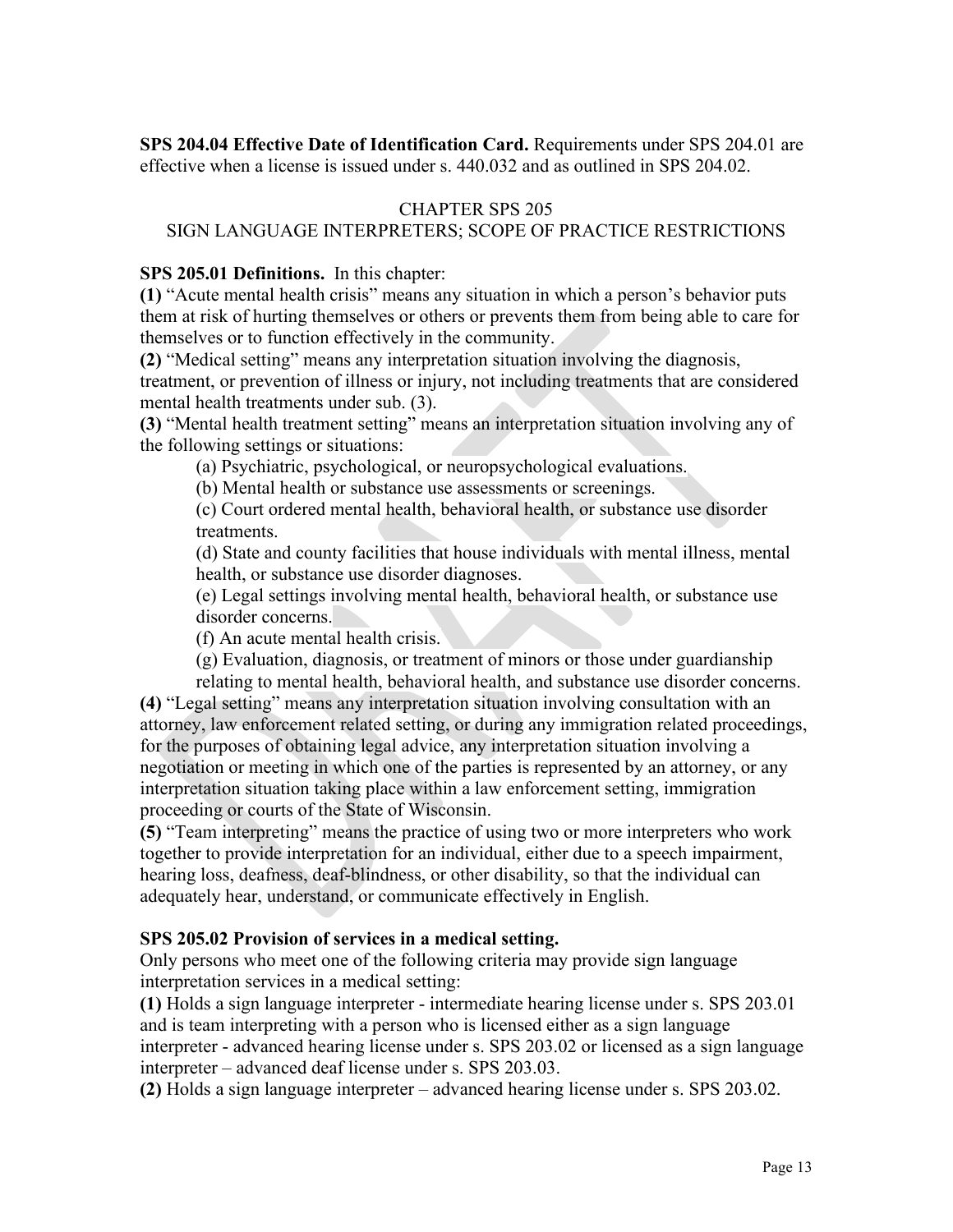**SPS 204.04 Effective Date of Identification Card.** Requirements under SPS 204.01 are effective when a license is issued under s. 440.032 and as outlined in SPS 204.02.

## CHAPTER SPS 205
## SIGN LANGUAGE INTERPRETERS; SCOPE OF PRACTICE RESTRICTIONS

**SPS 205.01 Definitions.** In this chapter:

**(1)** "Acute mental health crisis" means any situation in which a person's behavior puts them at risk of hurting themselves or others or prevents them from being able to care for themselves or to function effectively in the community.

**(2)** "Medical setting" means any interpretation situation involving the diagnosis, treatment, or prevention of illness or injury, not including treatments that are considered mental health treatments under sub. (3).

**(3)** "Mental health treatment setting" means an interpretation situation involving any of the following settings or situations:

(a) Psychiatric, psychological, or neuropsychological evaluations.

(b) Mental health or substance use assessments or screenings.

(c) Court ordered mental health, behavioral health, or substance use disorder treatments.

(d) State and county facilities that house individuals with mental illness, mental health, or substance use disorder diagnoses.

(e) Legal settings involving mental health, behavioral health, or substance use disorder concerns.

(f) An acute mental health crisis.

(g) Evaluation, diagnosis, or treatment of minors or those under guardianship relating to mental health, behavioral health, and substance use disorder concerns.

**(4)** "Legal setting" means any interpretation situation involving consultation with an attorney, law enforcement related setting, or during any immigration related proceedings, for the purposes of obtaining legal advice, any interpretation situation involving a negotiation or meeting in which one of the parties is represented by an attorney, or any interpretation situation taking place within a law enforcement setting, immigration proceeding or courts of the State of Wisconsin.

**(5)** "Team interpreting" means the practice of using two or more interpreters who work together to provide interpretation for an individual, either due to a speech impairment, hearing loss, deafness, deaf-blindness, or other disability, so that the individual can adequately hear, understand, or communicate effectively in English.

**SPS 205.02 Provision of services in a medical setting.**

Only persons who meet one of the following criteria may provide sign language interpretation services in a medical setting:

**(1)** Holds a sign language interpreter - intermediate hearing license under s. SPS 203.01 and is team interpreting with a person who is licensed either as a sign language interpreter - advanced hearing license under s. SPS 203.02 or licensed as a sign language interpreter – advanced deaf license under s. SPS 203.03.

**(2)** Holds a sign language interpreter – advanced hearing license under s. SPS 203.02.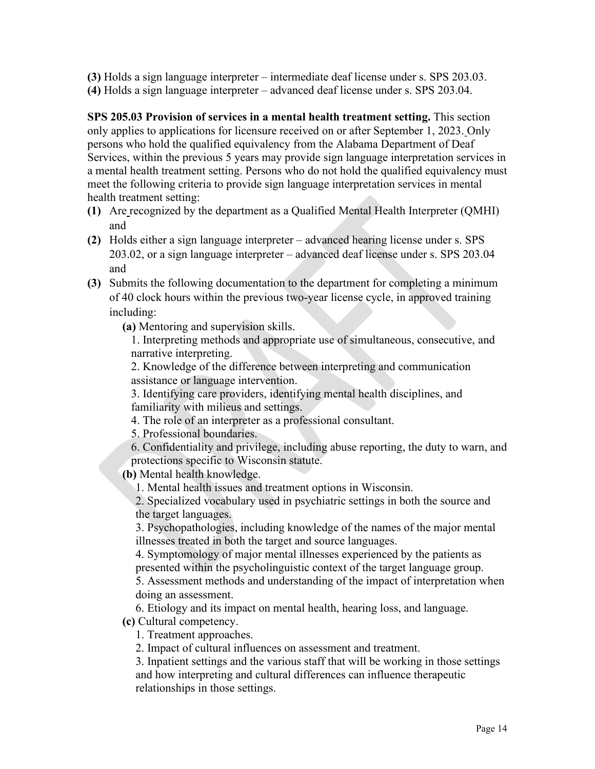**(3)** Holds a sign language interpreter – intermediate deaf license under s. SPS 203.03.
**(4)** Holds a sign language interpreter – advanced deaf license under s. SPS 203.04.

**SPS 205.03 Provision of services in a mental health treatment setting.** This section only applies to applications for licensure received on or after September 1, 2023. Only persons who hold the qualified equivalency from the Alabama Department of Deaf Services, within the previous 5 years may provide sign language interpretation services in a mental health treatment setting. Persons who do not hold the qualified equivalency must meet the following criteria to provide sign language interpretation services in mental health treatment setting:

**(1)** Are recognized by the department as a Qualified Mental Health Interpreter (QMHI) and

**(2)** Holds either a sign language interpreter – advanced hearing license under s. SPS 203.02, or a sign language interpreter – advanced deaf license under s. SPS 203.04 and

**(3)** Submits the following documentation to the department for completing a minimum of 40 clock hours within the previous two-year license cycle, in approved training including:

**(a)** Mentoring and supervision skills.

1. Interpreting methods and appropriate use of simultaneous, consecutive, and narrative interpreting.
2. Knowledge of the difference between interpreting and communication assistance or language intervention.
3. Identifying care providers, identifying mental health disciplines, and familiarity with milieus and settings.
4. The role of an interpreter as a professional consultant.
5. Professional boundaries.
6. Confidentiality and privilege, including abuse reporting, the duty to warn, and protections specific to Wisconsin statute.

**(b)** Mental health knowledge.

1. Mental health issues and treatment options in Wisconsin.
2. Specialized vocabulary used in psychiatric settings in both the source and the target languages.
3. Psychopathologies, including knowledge of the names of the major mental illnesses treated in both the target and source languages.
4. Symptomology of major mental illnesses experienced by the patients as presented within the psycholinguistic context of the target language group.
5. Assessment methods and understanding of the impact of interpretation when doing an assessment.
6. Etiology and its impact on mental health, hearing loss, and language.

**(c)** Cultural competency.

1. Treatment approaches.
2. Impact of cultural influences on assessment and treatment.
3. Inpatient settings and the various staff that will be working in those settings and how interpreting and cultural differences can influence therapeutic relationships in those settings.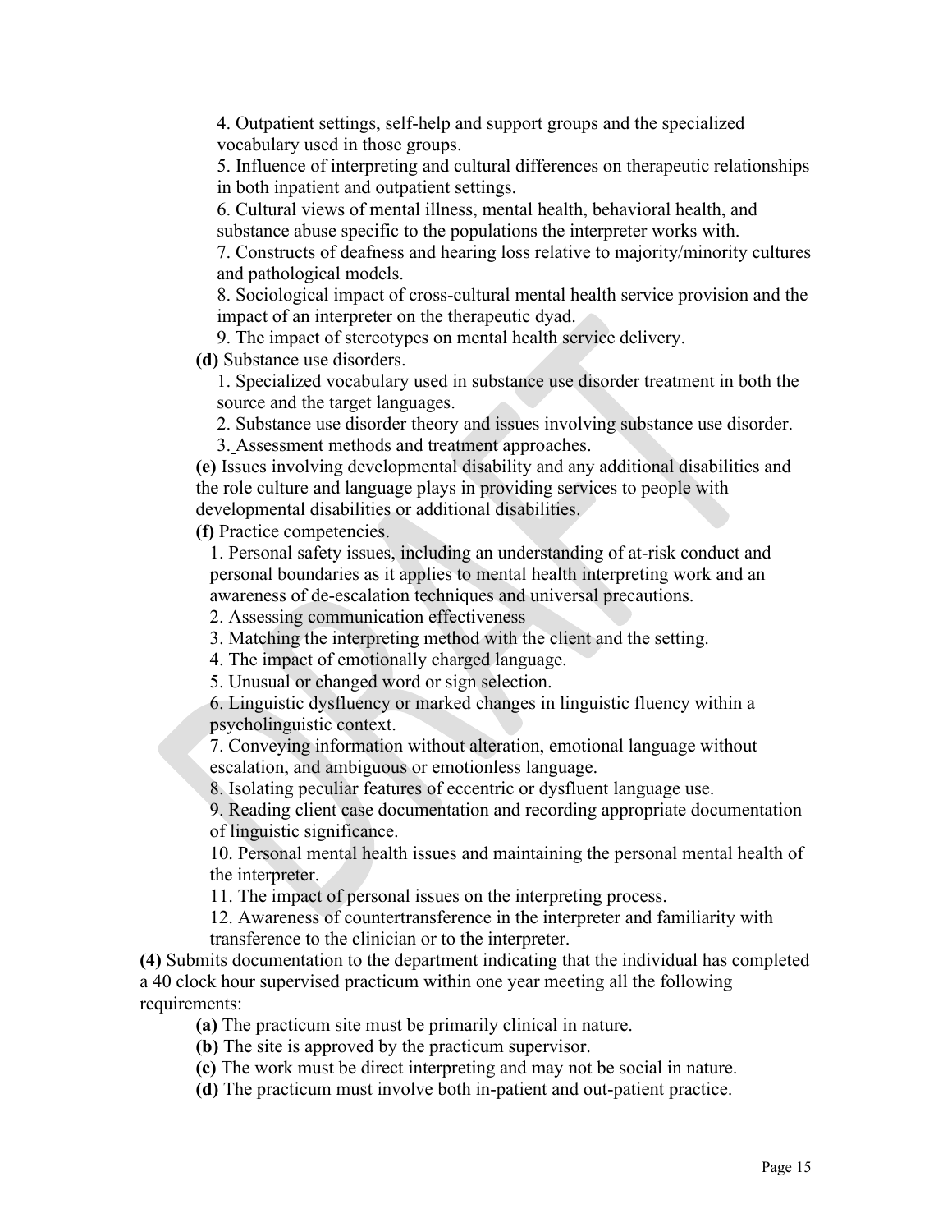4. Outpatient settings, self-help and support groups and the specialized vocabulary used in those groups.

5. Influence of interpreting and cultural differences on therapeutic relationships in both inpatient and outpatient settings.

6. Cultural views of mental illness, mental health, behavioral health, and substance abuse specific to the populations the interpreter works with.

7. Constructs of deafness and hearing loss relative to majority/minority cultures and pathological models.

8. Sociological impact of cross-cultural mental health service provision and the impact of an interpreter on the therapeutic dyad.

9. The impact of stereotypes on mental health service delivery.

**(d)** Substance use disorders.

1. Specialized vocabulary used in substance use disorder treatment in both the source and the target languages.

2. Substance use disorder theory and issues involving substance use disorder.

3. Assessment methods and treatment approaches.

**(e)** Issues involving developmental disability and any additional disabilities and the role culture and language plays in providing services to people with developmental disabilities or additional disabilities.

**(f)** Practice competencies.

1. Personal safety issues, including an understanding of at-risk conduct and personal boundaries as it applies to mental health interpreting work and an awareness of de-escalation techniques and universal precautions.

2. Assessing communication effectiveness

3. Matching the interpreting method with the client and the setting.

4. The impact of emotionally charged language.

5. Unusual or changed word or sign selection.

6. Linguistic dysfluency or marked changes in linguistic fluency within a psycholinguistic context.

7. Conveying information without alteration, emotional language without escalation, and ambiguous or emotionless language.

8. Isolating peculiar features of eccentric or dysfluent language use.

9. Reading client case documentation and recording appropriate documentation of linguistic significance.

10. Personal mental health issues and maintaining the personal mental health of the interpreter.

11. The impact of personal issues on the interpreting process.

12. Awareness of countertransference in the interpreter and familiarity with transference to the clinician or to the interpreter.

**(4)** Submits documentation to the department indicating that the individual has completed a 40 clock hour supervised practicum within one year meeting all the following requirements:

**(a)** The practicum site must be primarily clinical in nature.

**(b)** The site is approved by the practicum supervisor.

**(c)** The work must be direct interpreting and may not be social in nature.

**(d)** The practicum must involve both in-patient and out-patient practice.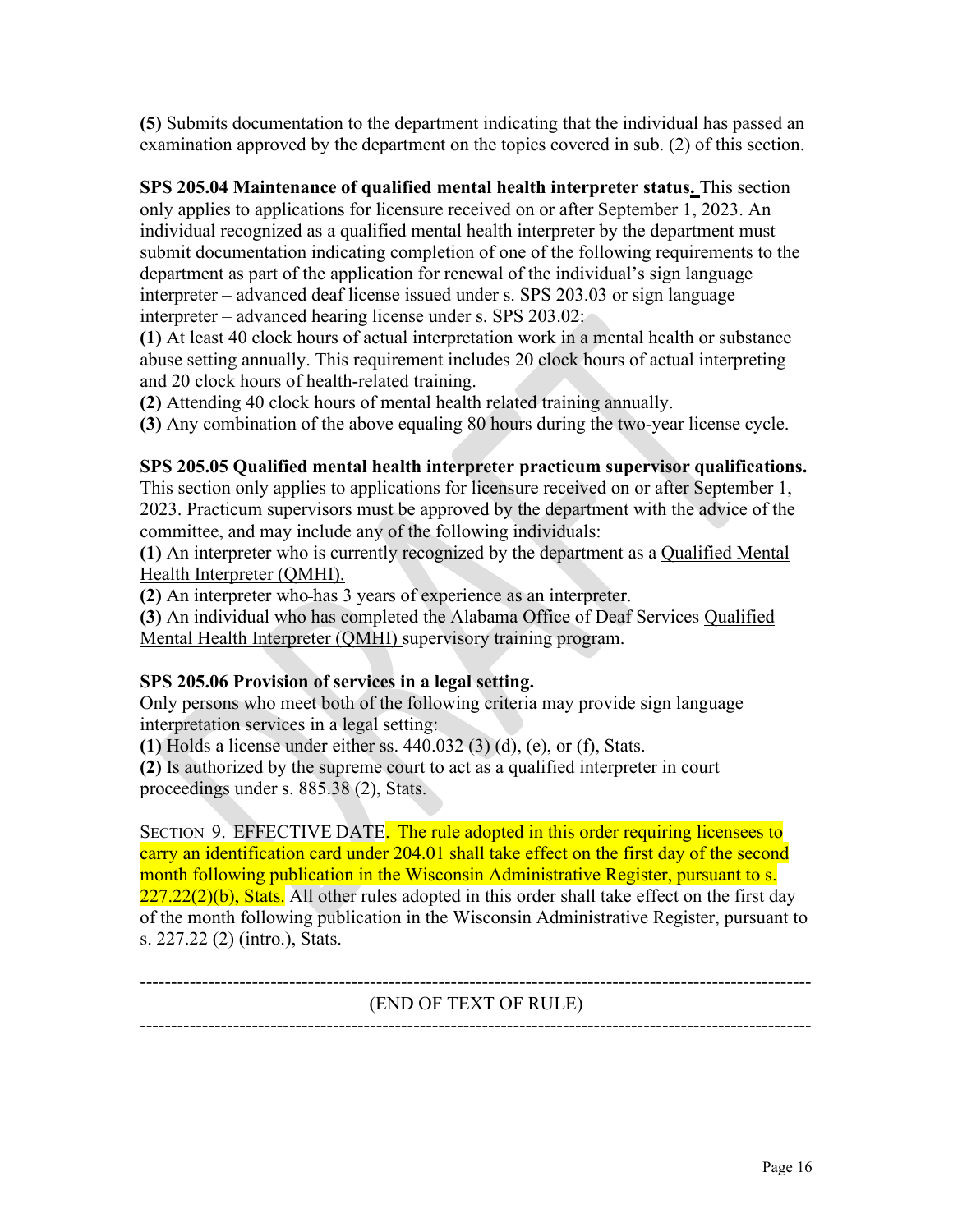**(5)** Submits documentation to the department indicating that the individual has passed an examination approved by the department on the topics covered in sub. (2) of this section.

**SPS 205.04 Maintenance of qualified mental health interpreter status.** This section only applies to applications for licensure received on or after September 1, 2023. An individual recognized as a qualified mental health interpreter by the department must submit documentation indicating completion of one of the following requirements to the department as part of the application for renewal of the individual's sign language interpreter – advanced deaf license issued under s. SPS 203.03 or sign language interpreter – advanced hearing license under s. SPS 203.02:

**(1)** At least 40 clock hours of actual interpretation work in a mental health or substance abuse setting annually. This requirement includes 20 clock hours of actual interpreting and 20 clock hours of health-related training.

**(2)** Attending 40 clock hours of mental health related training annually.

**(3)** Any combination of the above equaling 80 hours during the two-year license cycle.

**SPS 205.05 Qualified mental health interpreter practicum supervisor qualifications.** This section only applies to applications for licensure received on or after September 1, 2023. Practicum supervisors must be approved by the department with the advice of the committee, and may include any of the following individuals:

**(1)** An interpreter who is currently recognized by the department as a Qualified Mental Health Interpreter (QMHI).

**(2)** An interpreter who has 3 years of experience as an interpreter.

**(3)** An individual who has completed the Alabama Office of Deaf Services Qualified Mental Health Interpreter (QMHI) supervisory training program.

**SPS 205.06 Provision of services in a legal setting.**

Only persons who meet both of the following criteria may provide sign language interpretation services in a legal setting:

**(1)** Holds a license under either ss. 440.032 (3) (d), (e), or (f), Stats.

**(2)** Is authorized by the supreme court to act as a qualified interpreter in court proceedings under s. 885.38 (2), Stats.

SECTION 9. EFFECTIVE DATE. The rule adopted in this order requiring licensees to carry an identification card under 204.01 shall take effect on the first day of the second month following publication in the Wisconsin Administrative Register, pursuant to s. 227.22(2)(b), Stats. All other rules adopted in this order shall take effect on the first day of the month following publication in the Wisconsin Administrative Register, pursuant to s. 227.22 (2) (intro.), Stats.

---

(END OF TEXT OF RULE)

---